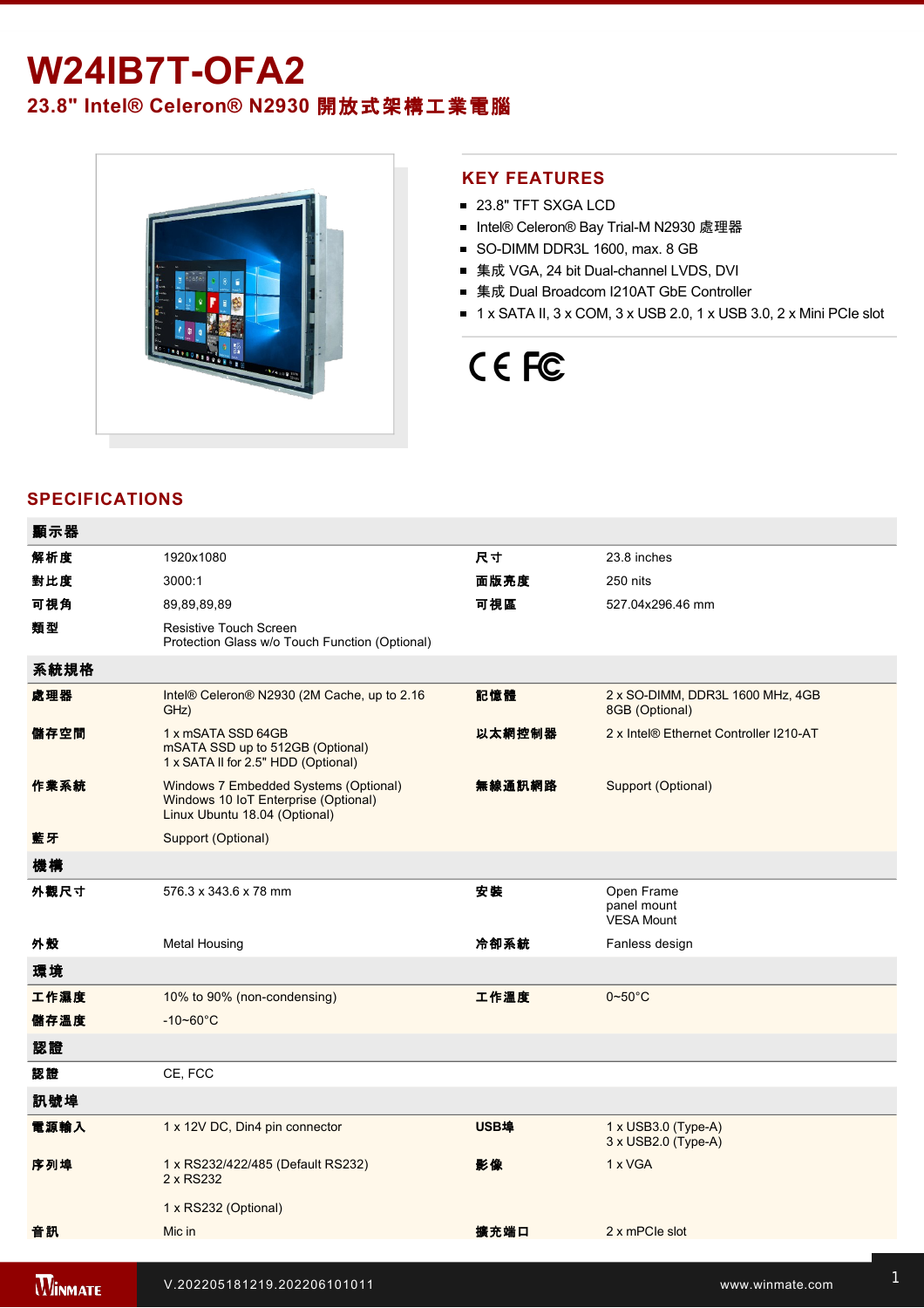# W24IB7T-OFA2

## 23.8" Intel® Celeron® N2930 開放式架構工業電腦

## KEY FEATURES

- 23.8" TFT SXGA LCD
- Intel® Celeron® Bay Trial-M N2930 處理器
- SO-DIMM DDR3L 1600, max. 8 GB
- 集成 VGA, 24 bit Dual-channel LVDS, DVI
- 集成 Dual Broadcom I210AT GbE Controller
- 1 x SATA II, 3 x COM, 3 x USB 2.0, 1 x USB 3.0, 2 x Mini PCIe slot

## SPECIFICATIONS

| **顯示器** | | | |
|---|---|---|---|
| **解析度** | 1920x1080 | **尺寸** | 23.8 inches |
| **對比度** | 3000:1 | **面版亮度** | 250 nits |
| **可視角** | 89,89,89,89 | **可視區** | 527.04x296.46 mm |
| **類型** | Resistive Touch Screen<br>Protection Glass w/o Touch Function (Optional) | | |
| **系統規格** | | | |
| **處理器** | Intel® Celeron® N2930 (2M Cache, up to 2.16 GHz) | **記憶體** | 2 x SO-DIMM, DDR3L 1600 MHz, 4GB<br>8GB (Optional) |
| **儲存空間** | 1 x mSATA SSD 64GB<br>mSATA SSD up to 512GB (Optional)<br>1 x SATA II for 2.5" HDD (Optional) | **以太網控制器** | 2 x Intel® Ethernet Controller I210-AT |
| **作業系統** | Windows 7 Embedded Systems (Optional)<br>Windows 10 IoT Enterprise (Optional)<br>Linux Ubuntu 18.04 (Optional) | **無線通訊網路** | Support (Optional) |
| **藍牙** | Support (Optional) | | |
| **機構** | | | |
| **外觀尺寸** | 576.3 x 343.6 x 78 mm | **安裝** | Open Frame<br>panel mount<br>VESA Mount |
| **外殼** | Metal Housing | **冷卻系統** | Fanless design |
| **環境** | | | |
| **工作濕度** | 10% to 90% (non-condensing) | **工作溫度** | 0~50°C |
| **儲存溫度** | -10~60°C | | |
| **認證** | | | |
| **認證** | CE, FCC | | |
| **訊號埠** | | | |
| **電源輸入** | 1 x 12V DC, Din4 pin connector | **USB埠** | 1 x USB3.0 (Type-A)<br>3 x USB2.0 (Type-A) |
| **序列埠** | 1 x RS232/422/485 (Default RS232)<br>2 x RS232<br><br>1 x RS232 (Optional) | **影像** | 1 x VGA |
| **音訊** | Mic in | **擴充端口** | 2 x mPCIe slot |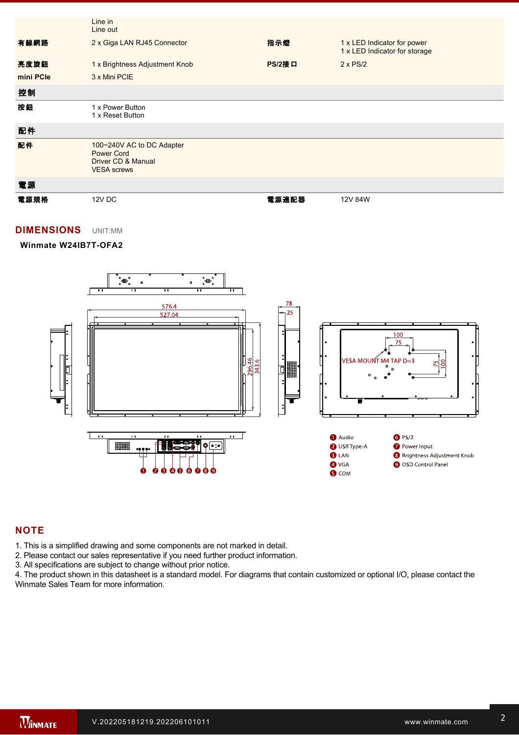| | | | |
|---|---|---|---|
| | Line in<br>Line out | | |
| 有線網路 | 2 x Giga LAN RJ45 Connector | 指示燈 | 1 x LED Indicator for power<br>1 x LED Indicator for storage |
| 亮度旋鈕 | 1 x Brightness Adjustment Knob | PS/2接口 | 2 x PS/2 |
| mini PCIe | 3 x Mini PCIE | | |
| **控制** | | | |
| 按鈕 | 1 x Power Button<br>1 x Reset Button | | |
| **配件** | | | |
| 配件 | 100~240V AC to DC Adapter<br>Power Cord<br>Driver CD & Manual<br>VESA screws | | |
| **電源** | | | |
| 電源規格 | 12V DC | 電源適配器 | 12V 84W |

## DIMENSIONS UNIT:MM

**Winmate W24IB7T-OFA2**

576.4
527.04
296.46
343.6
78
25
100
75
VESA MOUNT M4 TAP D=3
75
100

1 Audio
2 USB Type-A
3 LAN
4 VGA
5 COM
6 PS/2
7 Power Input
8 Brightness Adjustment Knob
9 OSD Control Panel

## NOTE

1. This is a simplified drawing and some components are not marked in detail.
2. Please contact our sales representative if you need further product information.
3. All specifications are subject to change without prior notice.
4. The product shown in this datasheet is a standard model. For diagrams that contain customized or optional I/O, please contact the Winmate Sales Team for more information.